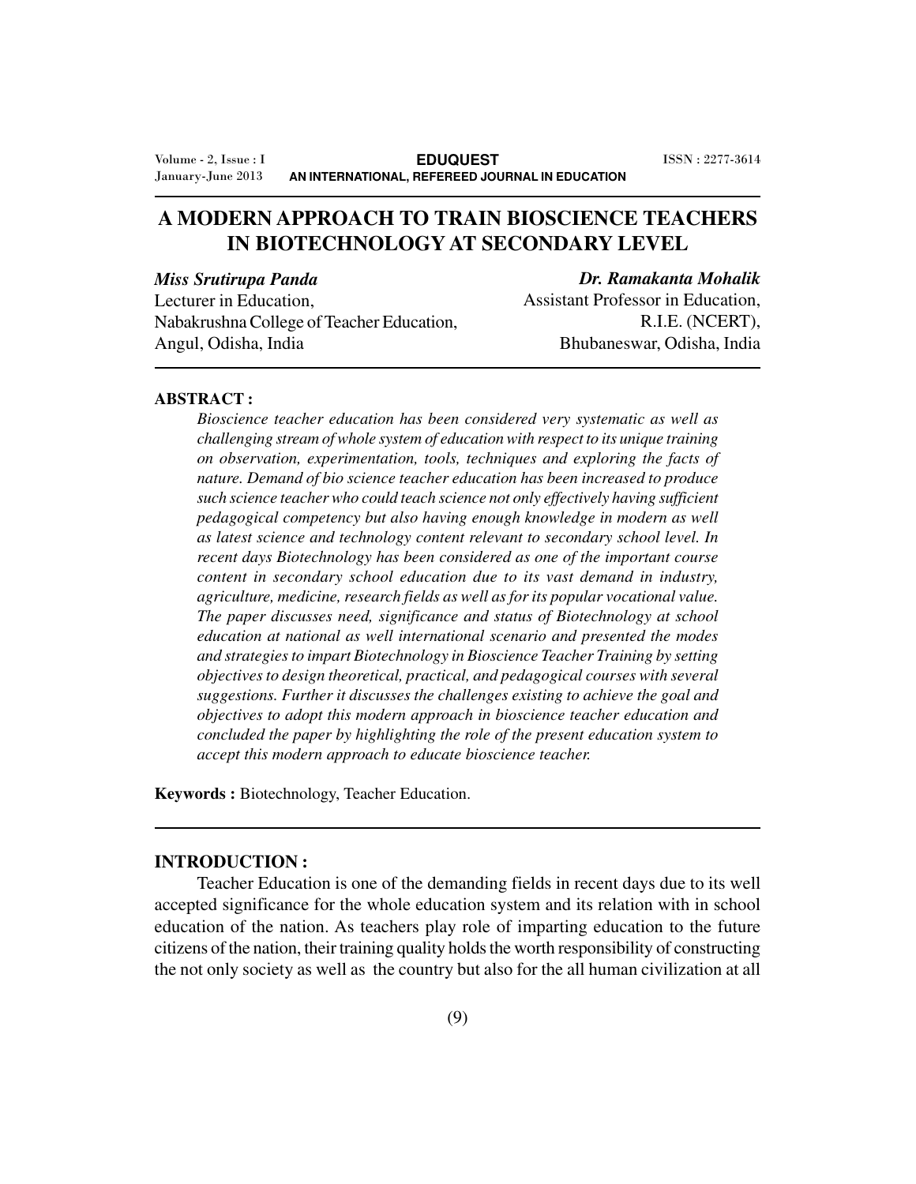# A MODERN APPROACH TO TRAIN BIOSCIENCE TEACHERS IN BIOTECHNOLOGY AT SECONDARY LEVEL

***Miss Srutirupa Panda***
Lecturer in Education,
Nabakrushna College of Teacher Education,
Angul, Odisha, India

***Dr. Ramakanta Mohalik***
Assistant Professor in Education,
R.I.E. (NCERT),
Bhubaneswar, Odisha, India

**ABSTRACT :**

*Bioscience teacher education has been considered very systematic as well as challenging stream of whole system of education with respect to its unique training on observation, experimentation, tools, techniques and exploring the facts of nature. Demand of bio science teacher education has been increased to produce such science teacher who could teach science not only effectively having sufficient pedagogical competency but also having enough knowledge in modern as well as latest science and technology content relevant to secondary school level. In recent days Biotechnology has been considered as one of the important course content in secondary school education due to its vast demand in industry, agriculture, medicine, research fields as well as for its popular vocational value. The paper discusses need, significance and status of Biotechnology at school education at national as well international scenario and presented the modes and strategies to impart Biotechnology in Bioscience Teacher Training by setting objectives to design theoretical, practical, and pedagogical courses with several suggestions. Further it discusses the challenges existing to achieve the goal and objectives to adopt this modern approach in bioscience teacher education and concluded the paper by highlighting the role of the present education system to accept this modern approach to educate bioscience teacher.*

**Keywords :** Biotechnology, Teacher Education.

## INTRODUCTION :

Teacher Education is one of the demanding fields in recent days due to its well accepted significance for the whole education system and its relation with in school education of the nation. As teachers play role of imparting education to the future citizens of the nation, their training quality holds the worth responsibility of constructing the not only society as well as the country but also for the all human civilization at all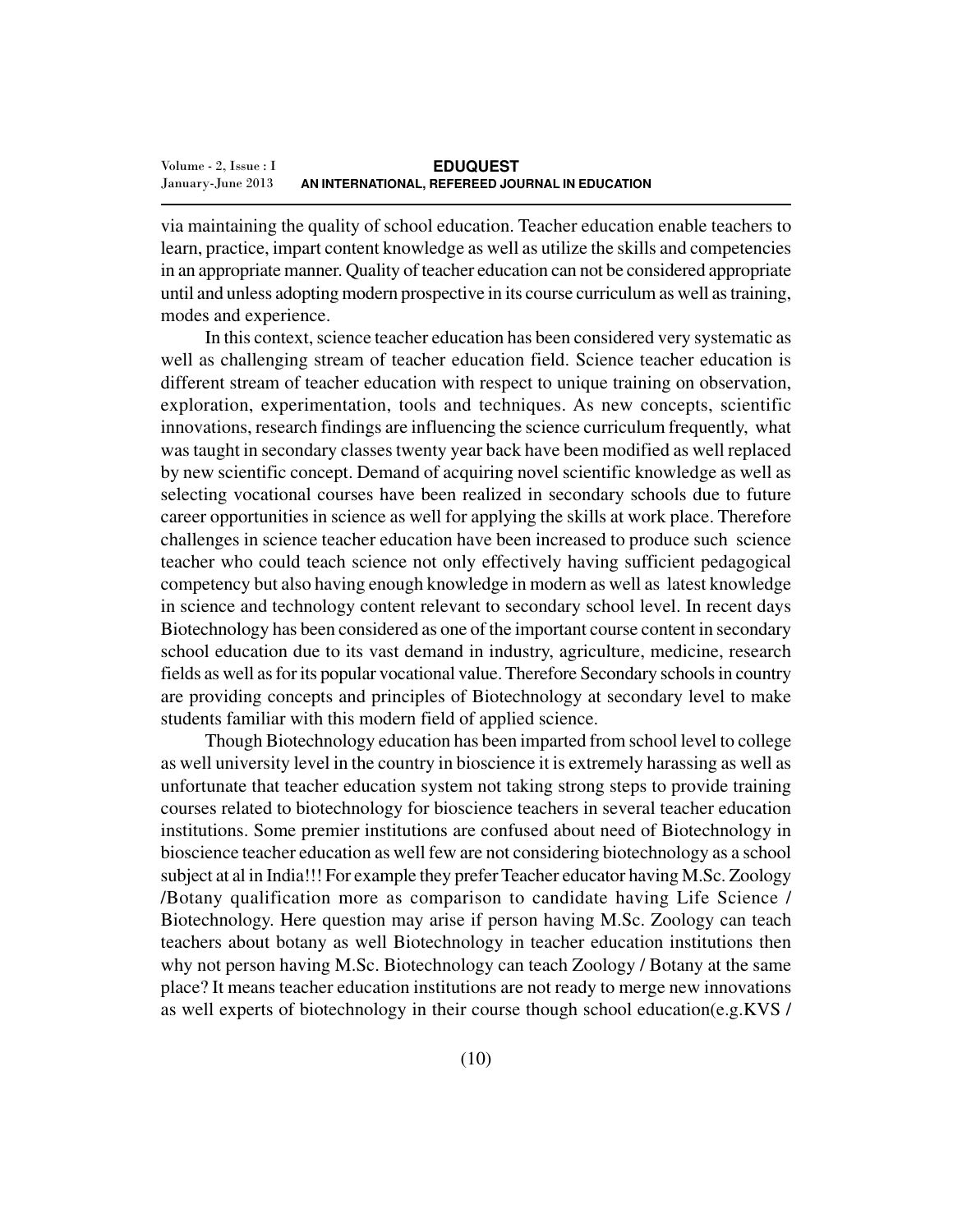via maintaining the quality of school education. Teacher education enable teachers to learn, practice, impart content knowledge as well as utilize the skills and competencies in an appropriate manner. Quality of teacher education can not be considered appropriate until and unless adopting modern prospective in its course curriculum as well as training, modes and experience.

In this context, science teacher education has been considered very systematic as well as challenging stream of teacher education field. Science teacher education is different stream of teacher education with respect to unique training on observation, exploration, experimentation, tools and techniques. As new concepts, scientific innovations, research findings are influencing the science curriculum frequently, what was taught in secondary classes twenty year back have been modified as well replaced by new scientific concept. Demand of acquiring novel scientific knowledge as well as selecting vocational courses have been realized in secondary schools due to future career opportunities in science as well for applying the skills at work place. Therefore challenges in science teacher education have been increased to produce such science teacher who could teach science not only effectively having sufficient pedagogical competency but also having enough knowledge in modern as well as latest knowledge in science and technology content relevant to secondary school level. In recent days Biotechnology has been considered as one of the important course content in secondary school education due to its vast demand in industry, agriculture, medicine, research fields as well as for its popular vocational value. Therefore Secondary schools in country are providing concepts and principles of Biotechnology at secondary level to make students familiar with this modern field of applied science.

Though Biotechnology education has been imparted from school level to college as well university level in the country in bioscience it is extremely harassing as well as unfortunate that teacher education system not taking strong steps to provide training courses related to biotechnology for bioscience teachers in several teacher education institutions. Some premier institutions are confused about need of Biotechnology in bioscience teacher education as well few are not considering biotechnology as a school subject at al in India!!! For example they prefer Teacher educator having M.Sc. Zoology /Botany qualification more as comparison to candidate having Life Science / Biotechnology. Here question may arise if person having M.Sc. Zoology can teach teachers about botany as well Biotechnology in teacher education institutions then why not person having M.Sc. Biotechnology can teach Zoology / Botany at the same place? It means teacher education institutions are not ready to merge new innovations as well experts of biotechnology in their course though school education(e.g.KVS /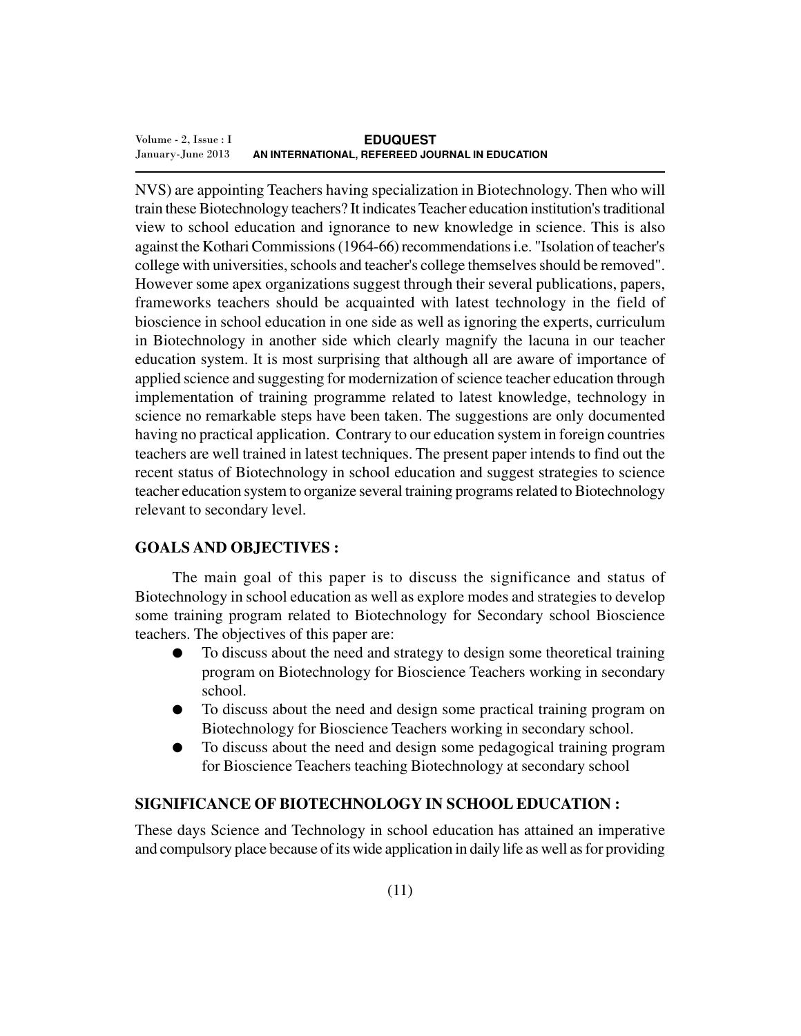NVS) are appointing Teachers having specialization in Biotechnology. Then who will train these Biotechnology teachers? It indicates Teacher education institution's traditional view to school education and ignorance to new knowledge in science. This is also against the Kothari Commissions (1964-66) recommendations i.e. "Isolation of teacher's college with universities, schools and teacher's college themselves should be removed". However some apex organizations suggest through their several publications, papers, frameworks teachers should be acquainted with latest technology in the field of bioscience in school education in one side as well as ignoring the experts, curriculum in Biotechnology in another side which clearly magnify the lacuna in our teacher education system. It is most surprising that although all are aware of importance of applied science and suggesting for modernization of science teacher education through implementation of training programme related to latest knowledge, technology in science no remarkable steps have been taken. The suggestions are only documented having no practical application. Contrary to our education system in foreign countries teachers are well trained in latest techniques. The present paper intends to find out the recent status of Biotechnology in school education and suggest strategies to science teacher education system to organize several training programs related to Biotechnology relevant to secondary level.

## GOALS AND OBJECTIVES :

The main goal of this paper is to discuss the significance and status of Biotechnology in school education as well as explore modes and strategies to develop some training program related to Biotechnology for Secondary school Bioscience teachers. The objectives of this paper are:

- To discuss about the need and strategy to design some theoretical training program on Biotechnology for Bioscience Teachers working in secondary school.
- To discuss about the need and design some practical training program on Biotechnology for Bioscience Teachers working in secondary school.
- To discuss about the need and design some pedagogical training program for Bioscience Teachers teaching Biotechnology at secondary school

## SIGNIFICANCE OF BIOTECHNOLOGY IN SCHOOL EDUCATION :

These days Science and Technology in school education has attained an imperative and compulsory place because of its wide application in daily life as well as for providing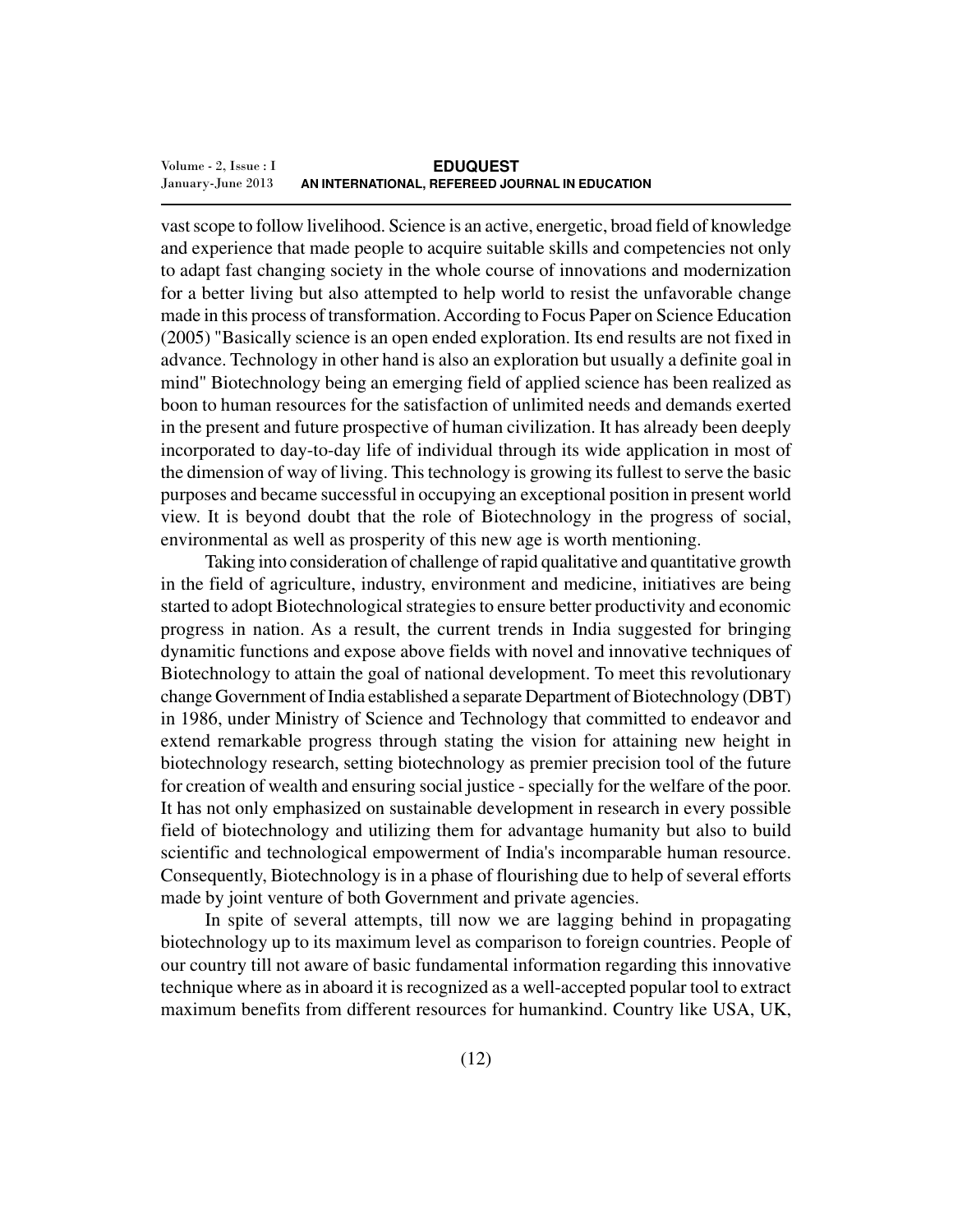vast scope to follow livelihood. Science is an active, energetic, broad field of knowledge and experience that made people to acquire suitable skills and competencies not only to adapt fast changing society in the whole course of innovations and modernization for a better living but also attempted to help world to resist the unfavorable change made in this process of transformation. According to Focus Paper on Science Education (2005) "Basically science is an open ended exploration. Its end results are not fixed in advance. Technology in other hand is also an exploration but usually a definite goal in mind" Biotechnology being an emerging field of applied science has been realized as boon to human resources for the satisfaction of unlimited needs and demands exerted in the present and future prospective of human civilization. It has already been deeply incorporated to day-to-day life of individual through its wide application in most of the dimension of way of living. This technology is growing its fullest to serve the basic purposes and became successful in occupying an exceptional position in present world view. It is beyond doubt that the role of Biotechnology in the progress of social, environmental as well as prosperity of this new age is worth mentioning.

Taking into consideration of challenge of rapid qualitative and quantitative growth in the field of agriculture, industry, environment and medicine, initiatives are being started to adopt Biotechnological strategies to ensure better productivity and economic progress in nation. As a result, the current trends in India suggested for bringing dynamitic functions and expose above fields with novel and innovative techniques of Biotechnology to attain the goal of national development. To meet this revolutionary change Government of India established a separate Department of Biotechnology (DBT) in 1986, under Ministry of Science and Technology that committed to endeavor and extend remarkable progress through stating the vision for attaining new height in biotechnology research, setting biotechnology as premier precision tool of the future for creation of wealth and ensuring social justice - specially for the welfare of the poor. It has not only emphasized on sustainable development in research in every possible field of biotechnology and utilizing them for advantage humanity but also to build scientific and technological empowerment of India's incomparable human resource. Consequently, Biotechnology is in a phase of flourishing due to help of several efforts made by joint venture of both Government and private agencies.

In spite of several attempts, till now we are lagging behind in propagating biotechnology up to its maximum level as comparison to foreign countries. People of our country till not aware of basic fundamental information regarding this innovative technique where as in aboard it is recognized as a well-accepted popular tool to extract maximum benefits from different resources for humankind. Country like USA, UK,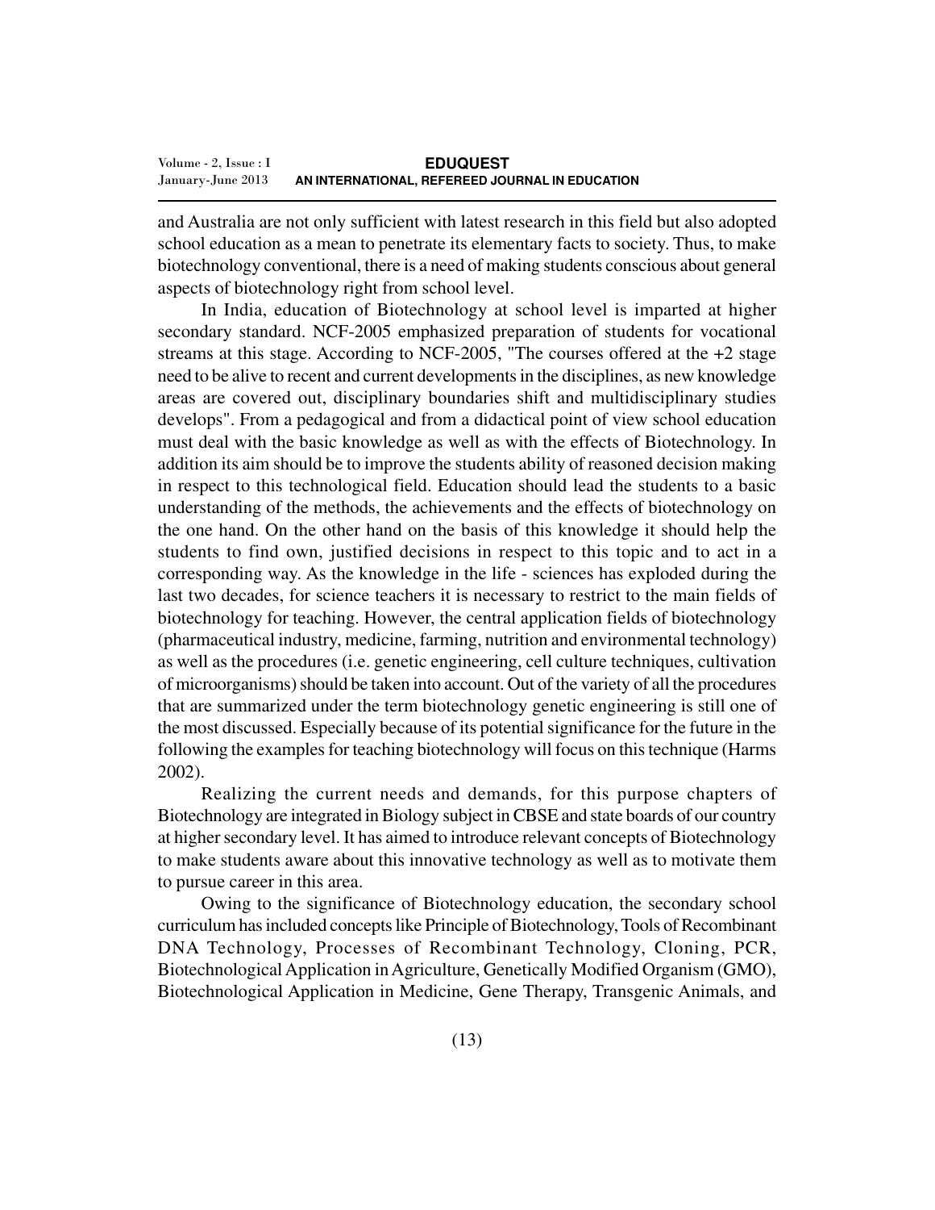and Australia are not only sufficient with latest research in this field but also adopted school education as a mean to penetrate its elementary facts to society. Thus, to make biotechnology conventional, there is a need of making students conscious about general aspects of biotechnology right from school level.

In India, education of Biotechnology at school level is imparted at higher secondary standard. NCF-2005 emphasized preparation of students for vocational streams at this stage. According to NCF-2005, "The courses offered at the +2 stage need to be alive to recent and current developments in the disciplines, as new knowledge areas are covered out, disciplinary boundaries shift and multidisciplinary studies develops". From a pedagogical and from a didactical point of view school education must deal with the basic knowledge as well as with the effects of Biotechnology. In addition its aim should be to improve the students ability of reasoned decision making in respect to this technological field. Education should lead the students to a basic understanding of the methods, the achievements and the effects of biotechnology on the one hand. On the other hand on the basis of this knowledge it should help the students to find own, justified decisions in respect to this topic and to act in a corresponding way. As the knowledge in the life - sciences has exploded during the last two decades, for science teachers it is necessary to restrict to the main fields of biotechnology for teaching. However, the central application fields of biotechnology (pharmaceutical industry, medicine, farming, nutrition and environmental technology) as well as the procedures (i.e. genetic engineering, cell culture techniques, cultivation of microorganisms) should be taken into account. Out of the variety of all the procedures that are summarized under the term biotechnology genetic engineering is still one of the most discussed. Especially because of its potential significance for the future in the following the examples for teaching biotechnology will focus on this technique (Harms 2002).

Realizing the current needs and demands, for this purpose chapters of Biotechnology are integrated in Biology subject in CBSE and state boards of our country at higher secondary level. It has aimed to introduce relevant concepts of Biotechnology to make students aware about this innovative technology as well as to motivate them to pursue career in this area.

Owing to the significance of Biotechnology education, the secondary school curriculum has included concepts like Principle of Biotechnology, Tools of Recombinant DNA Technology, Processes of Recombinant Technology, Cloning, PCR, Biotechnological Application in Agriculture, Genetically Modified Organism (GMO), Biotechnological Application in Medicine, Gene Therapy, Transgenic Animals, and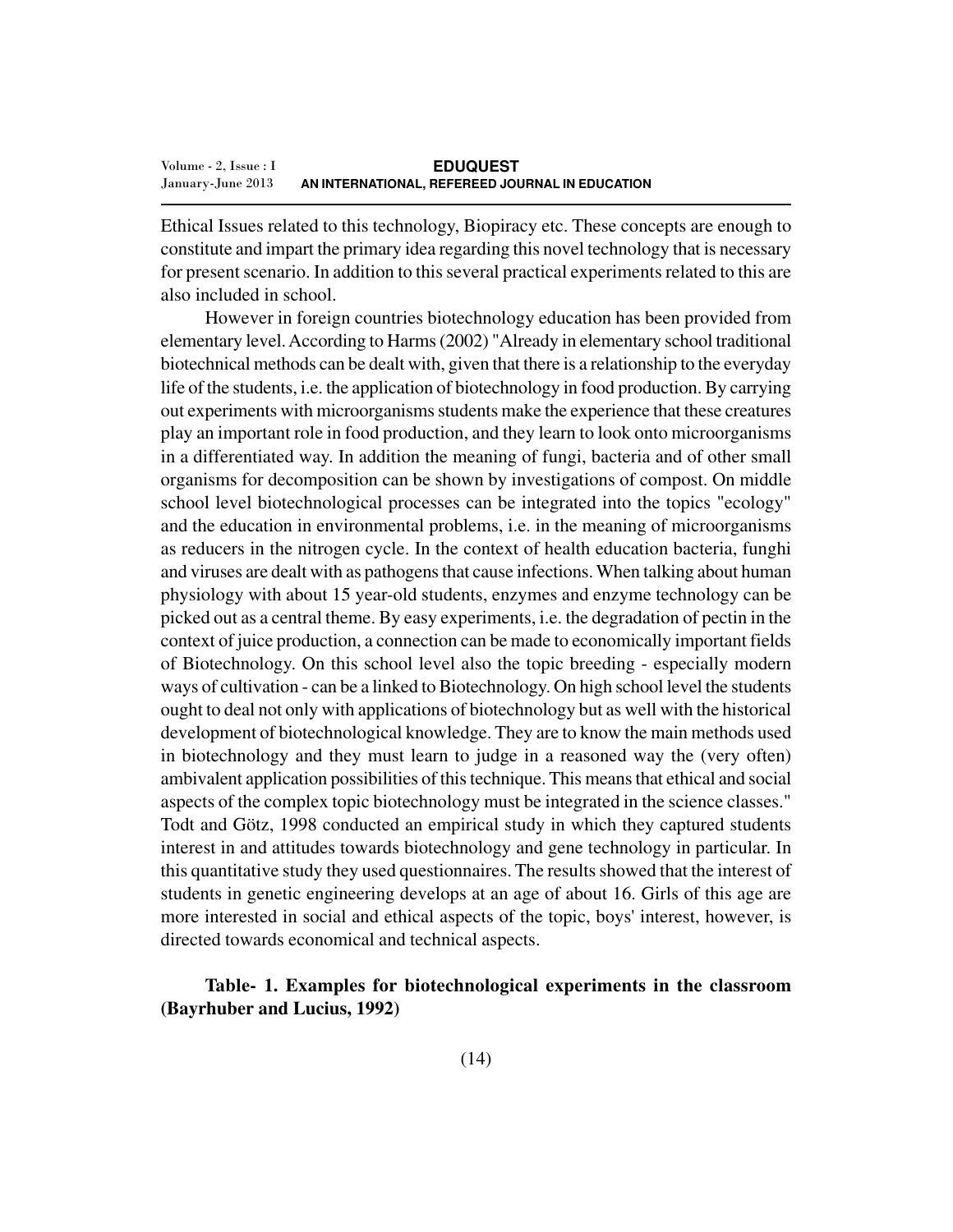Ethical Issues related to this technology, Biopiracy etc. These concepts are enough to constitute and impart the primary idea regarding this novel technology that is necessary for present scenario. In addition to this several practical experiments related to this are also included in school.

However in foreign countries biotechnology education has been provided from elementary level. According to Harms (2002) "Already in elementary school traditional biotechnical methods can be dealt with, given that there is a relationship to the everyday life of the students, i.e. the application of biotechnology in food production. By carrying out experiments with microorganisms students make the experience that these creatures play an important role in food production, and they learn to look onto microorganisms in a differentiated way. In addition the meaning of fungi, bacteria and of other small organisms for decomposition can be shown by investigations of compost. On middle school level biotechnological processes can be integrated into the topics "ecology" and the education in environmental problems, i.e. in the meaning of microorganisms as reducers in the nitrogen cycle. In the context of health education bacteria, funghi and viruses are dealt with as pathogens that cause infections. When talking about human physiology with about 15 year-old students, enzymes and enzyme technology can be picked out as a central theme. By easy experiments, i.e. the degradation of pectin in the context of juice production, a connection can be made to economically important fields of Biotechnology. On this school level also the topic breeding - especially modern ways of cultivation - can be a linked to Biotechnology. On high school level the students ought to deal not only with applications of biotechnology but as well with the historical development of biotechnological knowledge. They are to know the main methods used in biotechnology and they must learn to judge in a reasoned way the (very often) ambivalent application possibilities of this technique. This means that ethical and social aspects of the complex topic biotechnology must be integrated in the science classes." Todt and Götz, 1998 conducted an empirical study in which they captured students interest in and attitudes towards biotechnology and gene technology in particular. In this quantitative study they used questionnaires. The results showed that the interest of students in genetic engineering develops at an age of about 16. Girls of this age are more interested in social and ethical aspects of the topic, boys' interest, however, is directed towards economical and technical aspects.

**Table- 1. Examples for biotechnological experiments in the classroom (Bayrhuber and Lucius, 1992)**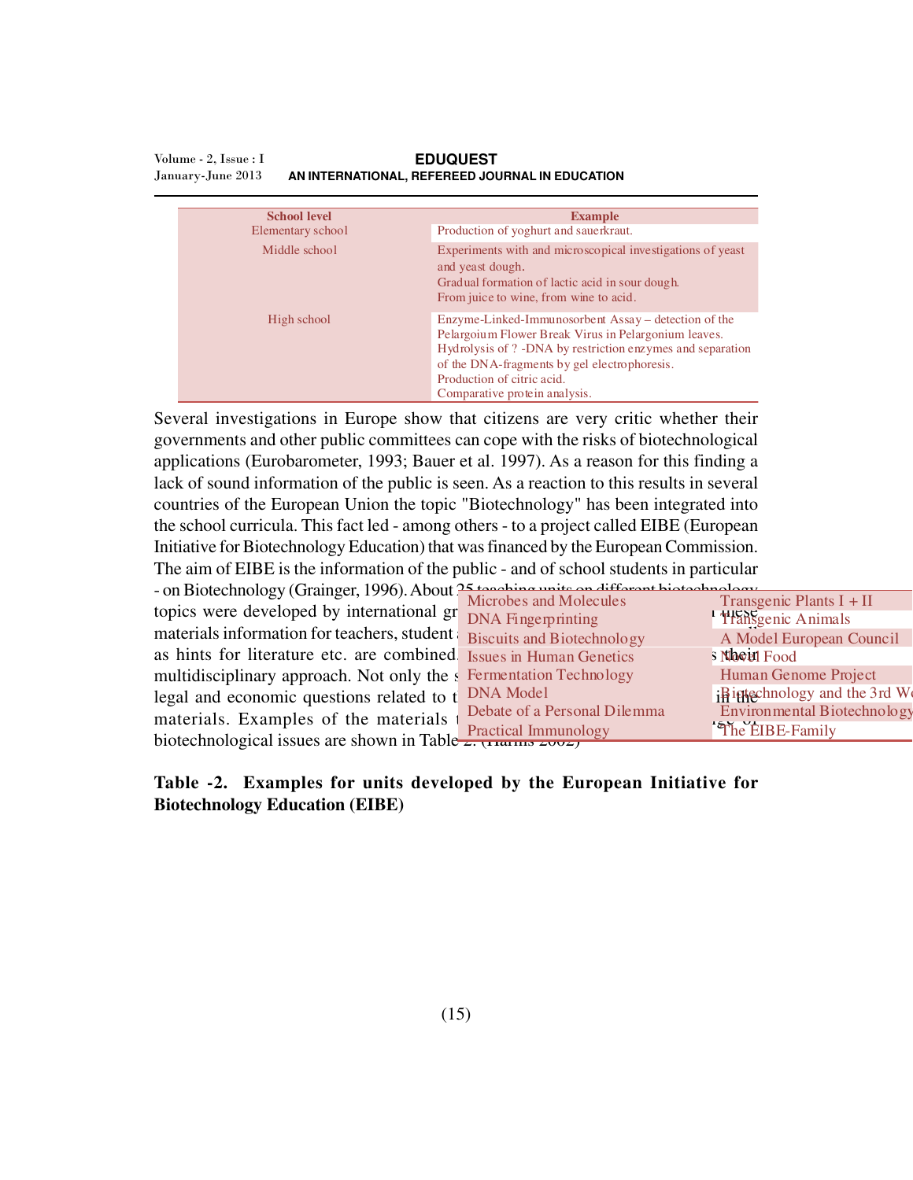| School level | Example |
|---|---|
| Elementary school | Production of yoghurt and sauerkraut. |
| Middle school | Experiments with and microscopical investigations of yeast and yeast dough.<br>Gradual formation of lactic acid in sour dough.<br>From juice to wine, from wine to acid. |
| High school | Enzyme-Linked-Immunosorbent Assay – detection of the Pelargoium Flower Break Virus in Pelargonium leaves.<br>Hydrolysis of ? -DNA by restriction enzymes and separation of the DNA-fragments by gel electrophoresis.<br>Production of citric acid.<br>Comparative protein analysis. |

Several investigations in Europe show that citizens are very critic whether their governments and other public committees can cope with the risks of biotechnological applications (Eurobarometer, 1993; Bauer et al. 1997). As a reason for this finding a lack of sound information of the public is seen. As a reaction to this results in several countries of the European Union the topic "Biotechnology" has been integrated into the school curricula. This fact led - among others - to a project called EIBE (European Initiative for Biotechnology Education) that was financed by the European Commission. The aim of EIBE is the information of the public - and of school students in particular - on Biotechnology (Grainger, 1996). About 25 teaching units on different biotechnology topics were developed by international gr... these materials information for teachers, student ... as hints for literature etc. are combined. ... their multidisciplinary approach. Not only the s... legal and economic questions related to t... in the materials. Examples of the materials t... ... of biotechnological issues are shown in Table 2. (Harms 2002)

| | |
|---|---|
| Microbes and Molecules | Transgenic Plants I + II |
| DNA Fingerprinting | Transgenic Animals |
| Biscuits and Biotechnology | A Model European Council |
| Issues in Human Genetics | Novel Food |
| Fermentation Technology | Human Genome Project |
| DNA Model | Biotechnology and the 3rd World |
| Debate of a Personal Dilemma | Environmental Biotechnology |
| Practical Immunology | The EIBE-Family |

**Table -2. Examples for units developed by the European Initiative for Biotechnology Education (EIBE)**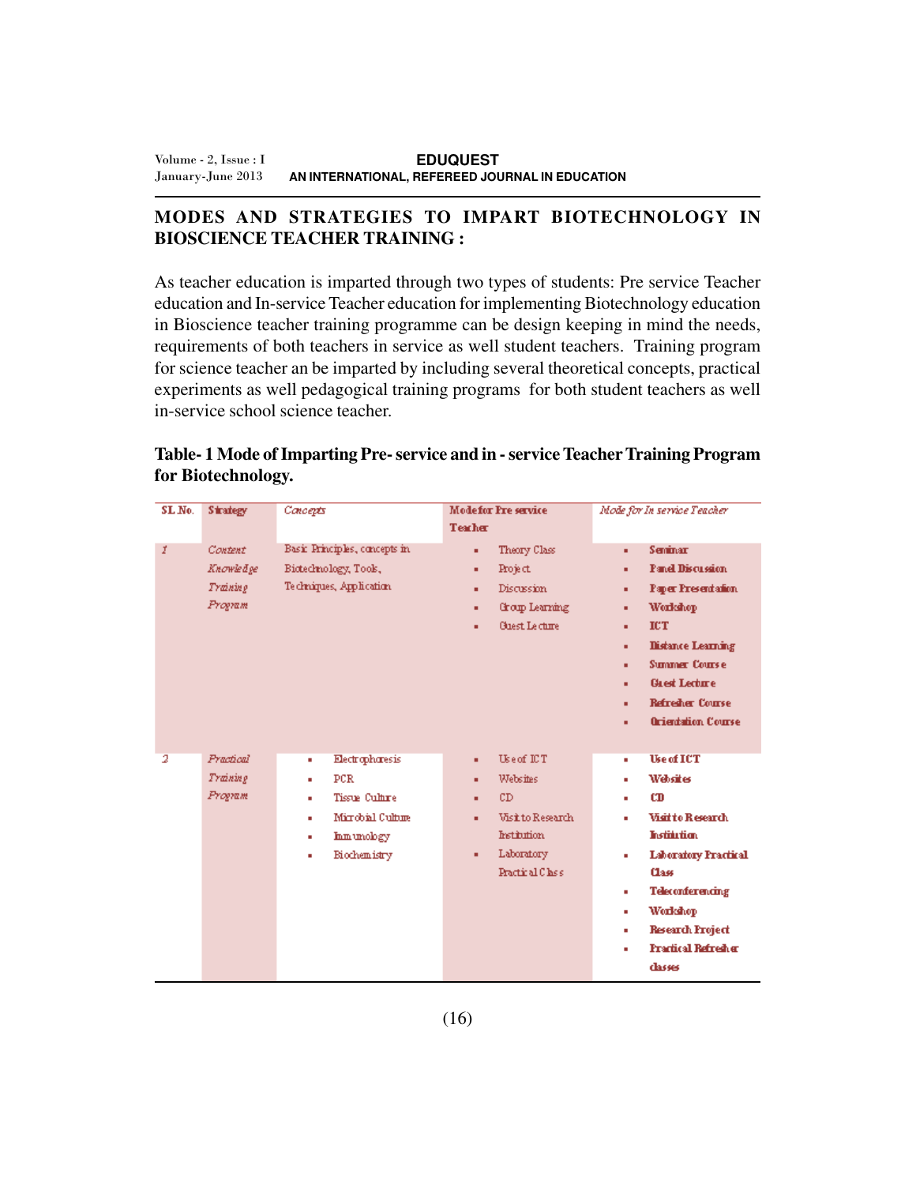## MODES AND STRATEGIES TO IMPART BIOTECHNOLOGY IN BIOSCIENCE TEACHER TRAINING :

As teacher education is imparted through two types of students: Pre service Teacher education and In-service Teacher education for implementing Biotechnology education in Bioscience teacher training programme can be design keeping in mind the needs, requirements of both teachers in service as well student teachers. Training program for science teacher an be imparted by including several theoretical concepts, practical experiments as well pedagogical training programs for both student teachers as well in-service school science teacher.

**Table- 1 Mode of Imparting Pre- service and in - service Teacher Training Program for Biotechnology.**

| SL No. | Strategy | Concepts | Mode for Pre service Teacher | Mode for In service Teacher |
|---|---|---|---|---|
| 1 | *Content Knowledge Training Program* | Basic Principles, concepts in Biotechnology, Tools, Techniques, Application | ▪ Theory Class<br>▪ Project<br>▪ Discussion<br>▪ Group Learning<br>▪ Guest Lecture | ▪ Seminar<br>▪ Panel Discussion<br>▪ Paper Presentation<br>▪ Workshop<br>▪ ICT<br>▪ Distance Learning<br>▪ Summer Course<br>▪ Guest Lecture<br>▪ Refresher Course<br>▪ Orientation Course |
| 2 | *Practical Training Program* | ▪ Electrophoresis<br>▪ PCR<br>▪ Tissue Culture<br>▪ Microbial Culture<br>▪ Immunology<br>▪ Biochemistry | ▪ Use of ICT<br>▪ Websites<br>▪ CD<br>▪ Visit to Research Institution<br>▪ Laboratory Practical Class | ▪ Use of ICT<br>▪ Websites<br>▪ CD<br>▪ Visit to Research Institution<br>▪ Laboratory Practical Class<br>▪ Teleconferencing<br>▪ Workshop<br>▪ Research Project<br>▪ Practical Refresher classes |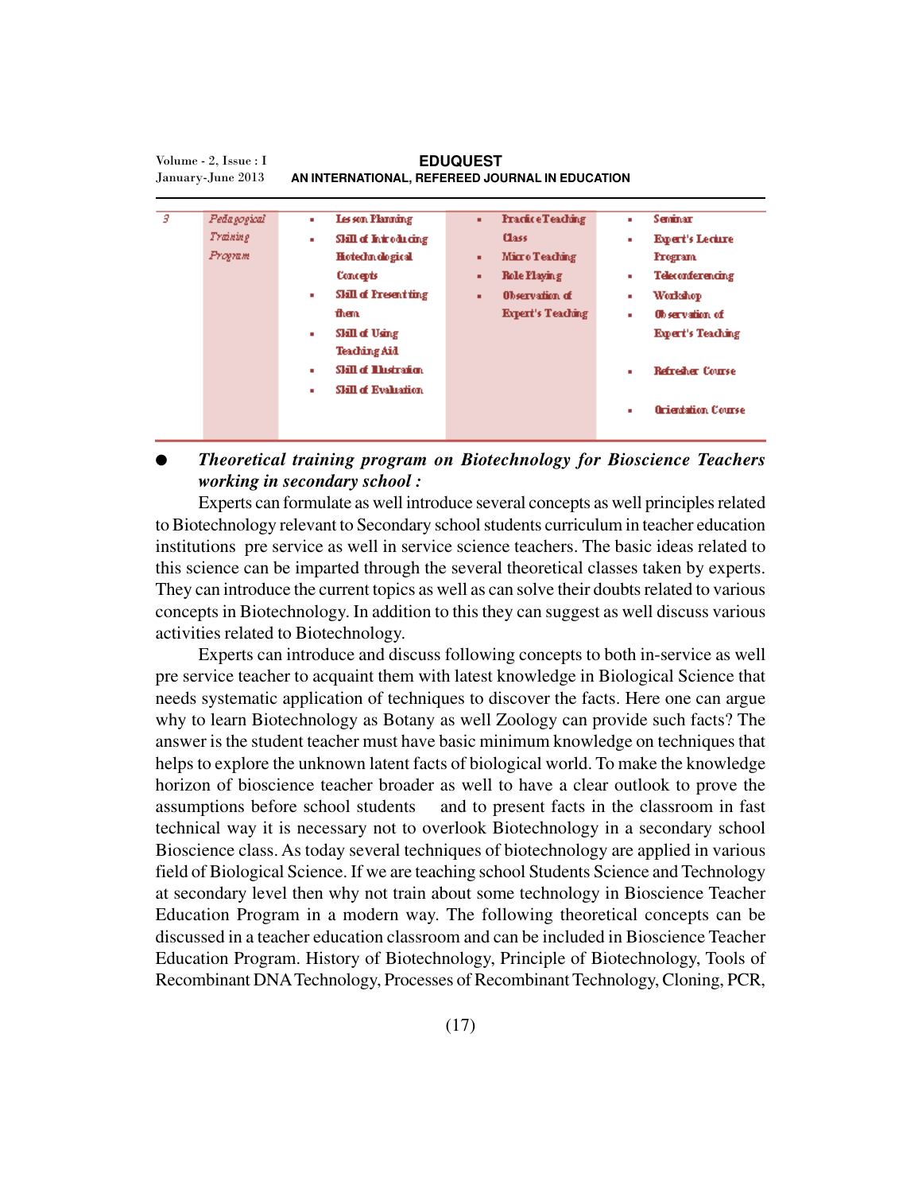| 3 | *Pedagogical Training Program* | • Lesson Planning<br>• Skill of Introducing Biotechnological Concepts<br>• Skill of Presenting them<br>• Skill of Using Teaching Aid<br>• Skill of Illustration<br>• Skill of Evaluation | • Practice Teaching Class<br>• Micro Teaching<br>• Role Playing<br>• Observation of Expert's Teaching | • Seminar<br>• Expert's Lecture Program<br>• Teleconferencing<br>• Workshop<br>• Observation of Expert's Teaching<br>• Refresher Course<br>• Orientation Course |
|---|---|---|---|---|

- ***Theoretical training program on Biotechnology for Bioscience Teachers working in secondary school :***

Experts can formulate as well introduce several concepts as well principles related to Biotechnology relevant to Secondary school students curriculum in teacher education institutions pre service as well in service science teachers. The basic ideas related to this science can be imparted through the several theoretical classes taken by experts. They can introduce the current topics as well as can solve their doubts related to various concepts in Biotechnology. In addition to this they can suggest as well discuss various activities related to Biotechnology.

Experts can introduce and discuss following concepts to both in-service as well pre service teacher to acquaint them with latest knowledge in Biological Science that needs systematic application of techniques to discover the facts. Here one can argue why to learn Biotechnology as Botany as well Zoology can provide such facts? The answer is the student teacher must have basic minimum knowledge on techniques that helps to explore the unknown latent facts of biological world. To make the knowledge horizon of bioscience teacher broader as well to have a clear outlook to prove the assumptions before school students and to present facts in the classroom in fast technical way it is necessary not to overlook Biotechnology in a secondary school Bioscience class. As today several techniques of biotechnology are applied in various field of Biological Science. If we are teaching school Students Science and Technology at secondary level then why not train about some technology in Bioscience Teacher Education Program in a modern way. The following theoretical concepts can be discussed in a teacher education classroom and can be included in Bioscience Teacher Education Program. History of Biotechnology, Principle of Biotechnology, Tools of Recombinant DNA Technology, Processes of Recombinant Technology, Cloning, PCR,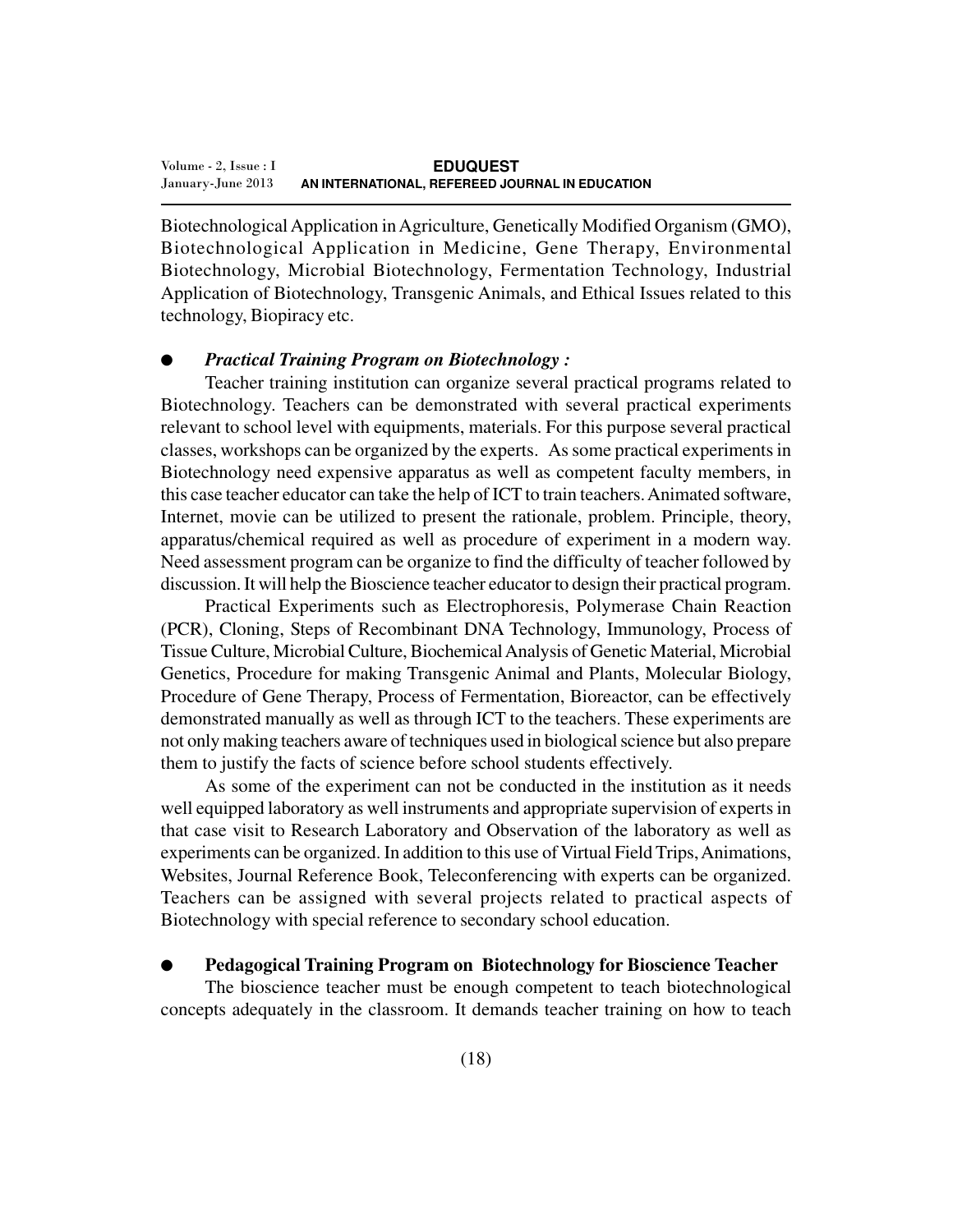Biotechnological Application in Agriculture, Genetically Modified Organism (GMO), Biotechnological Application in Medicine, Gene Therapy, Environmental Biotechnology, Microbial Biotechnology, Fermentation Technology, Industrial Application of Biotechnology, Transgenic Animals, and Ethical Issues related to this technology, Biopiracy etc.

- ***Practical Training Program on Biotechnology :***

Teacher training institution can organize several practical programs related to Biotechnology. Teachers can be demonstrated with several practical experiments relevant to school level with equipments, materials. For this purpose several practical classes, workshops can be organized by the experts. As some practical experiments in Biotechnology need expensive apparatus as well as competent faculty members, in this case teacher educator can take the help of ICT to train teachers. Animated software, Internet, movie can be utilized to present the rationale, problem. Principle, theory, apparatus/chemical required as well as procedure of experiment in a modern way. Need assessment program can be organize to find the difficulty of teacher followed by discussion. It will help the Bioscience teacher educator to design their practical program.

Practical Experiments such as Electrophoresis, Polymerase Chain Reaction (PCR), Cloning, Steps of Recombinant DNA Technology, Immunology, Process of Tissue Culture, Microbial Culture, Biochemical Analysis of Genetic Material, Microbial Genetics, Procedure for making Transgenic Animal and Plants, Molecular Biology, Procedure of Gene Therapy, Process of Fermentation, Bioreactor, can be effectively demonstrated manually as well as through ICT to the teachers. These experiments are not only making teachers aware of techniques used in biological science but also prepare them to justify the facts of science before school students effectively.

As some of the experiment can not be conducted in the institution as it needs well equipped laboratory as well instruments and appropriate supervision of experts in that case visit to Research Laboratory and Observation of the laboratory as well as experiments can be organized. In addition to this use of Virtual Field Trips, Animations, Websites, Journal Reference Book, Teleconferencing with experts can be organized. Teachers can be assigned with several projects related to practical aspects of Biotechnology with special reference to secondary school education.

- **Pedagogical Training Program on Biotechnology for Bioscience Teacher**

The bioscience teacher must be enough competent to teach biotechnological concepts adequately in the classroom. It demands teacher training on how to teach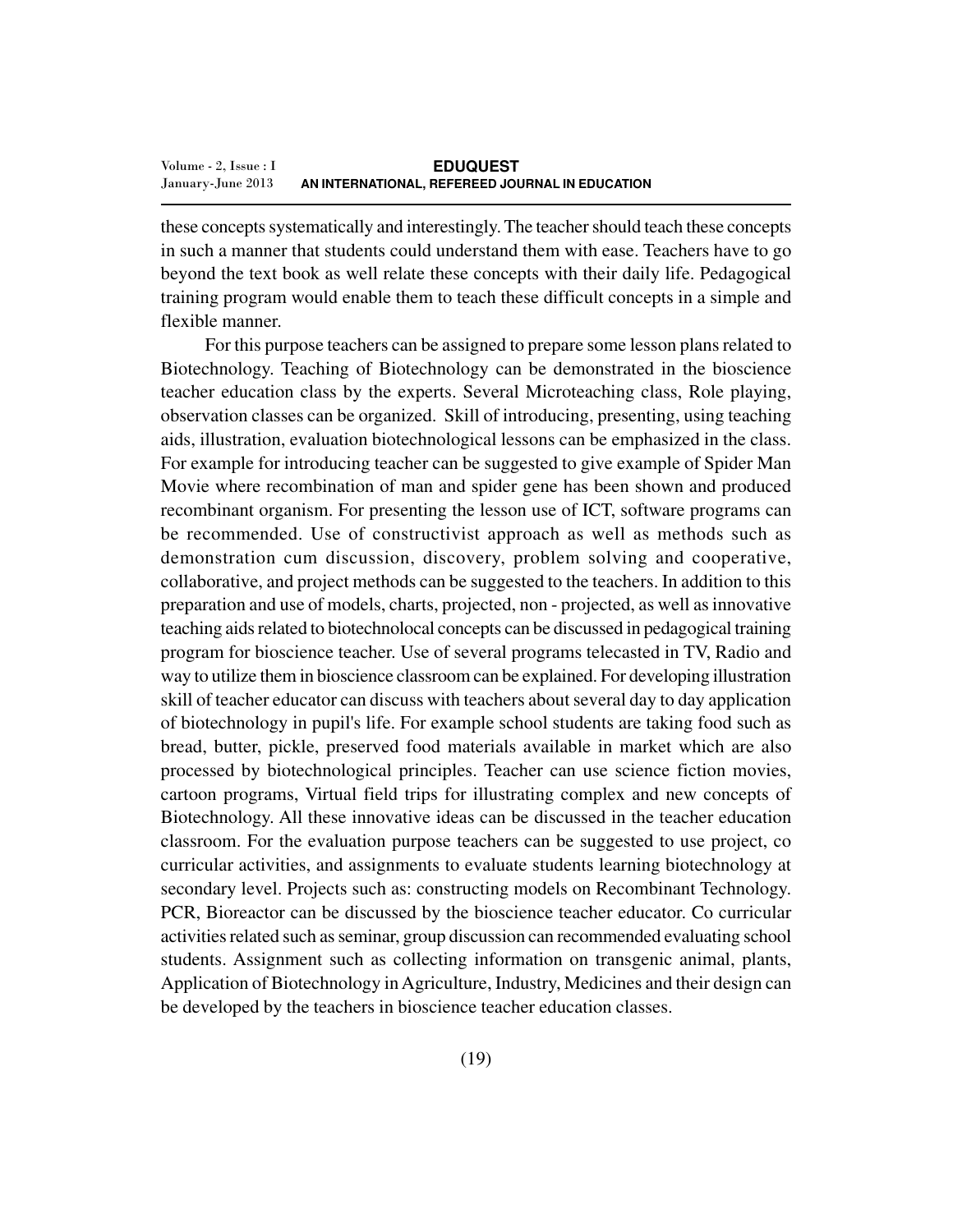these concepts systematically and interestingly. The teacher should teach these concepts in such a manner that students could understand them with ease. Teachers have to go beyond the text book as well relate these concepts with their daily life. Pedagogical training program would enable them to teach these difficult concepts in a simple and flexible manner.

For this purpose teachers can be assigned to prepare some lesson plans related to Biotechnology. Teaching of Biotechnology can be demonstrated in the bioscience teacher education class by the experts. Several Microteaching class, Role playing, observation classes can be organized. Skill of introducing, presenting, using teaching aids, illustration, evaluation biotechnological lessons can be emphasized in the class. For example for introducing teacher can be suggested to give example of Spider Man Movie where recombination of man and spider gene has been shown and produced recombinant organism. For presenting the lesson use of ICT, software programs can be recommended. Use of constructivist approach as well as methods such as demonstration cum discussion, discovery, problem solving and cooperative, collaborative, and project methods can be suggested to the teachers. In addition to this preparation and use of models, charts, projected, non - projected, as well as innovative teaching aids related to biotechnolocal concepts can be discussed in pedagogical training program for bioscience teacher. Use of several programs telecasted in TV, Radio and way to utilize them in bioscience classroom can be explained. For developing illustration skill of teacher educator can discuss with teachers about several day to day application of biotechnology in pupil's life. For example school students are taking food such as bread, butter, pickle, preserved food materials available in market which are also processed by biotechnological principles. Teacher can use science fiction movies, cartoon programs, Virtual field trips for illustrating complex and new concepts of Biotechnology. All these innovative ideas can be discussed in the teacher education classroom. For the evaluation purpose teachers can be suggested to use project, co curricular activities, and assignments to evaluate students learning biotechnology at secondary level. Projects such as: constructing models on Recombinant Technology. PCR, Bioreactor can be discussed by the bioscience teacher educator. Co curricular activities related such as seminar, group discussion can recommended evaluating school students. Assignment such as collecting information on transgenic animal, plants, Application of Biotechnology in Agriculture, Industry, Medicines and their design can be developed by the teachers in bioscience teacher education classes.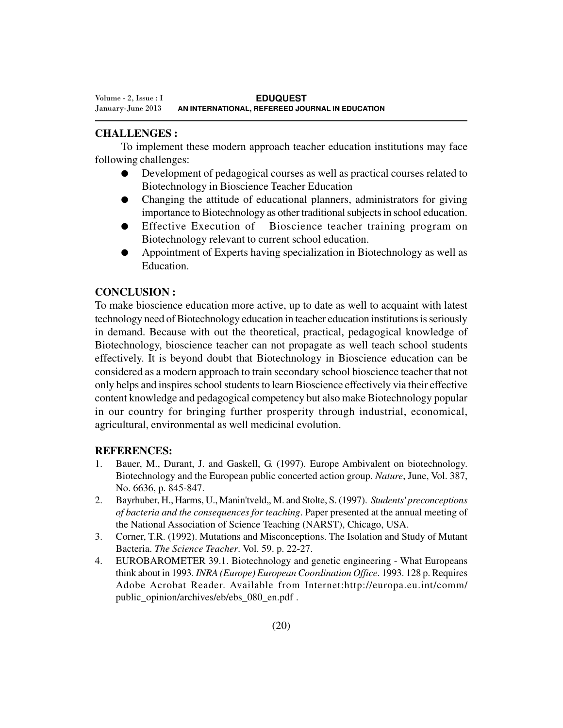## CHALLENGES :

To implement these modern approach teacher education institutions may face following challenges:

- Development of pedagogical courses as well as practical courses related to Biotechnology in Bioscience Teacher Education
- Changing the attitude of educational planners, administrators for giving importance to Biotechnology as other traditional subjects in school education.
- Effective Execution of Bioscience teacher training program on Biotechnology relevant to current school education.
- Appointment of Experts having specialization in Biotechnology as well as Education.

## CONCLUSION :

To make bioscience education more active, up to date as well to acquaint with latest technology need of Biotechnology education in teacher education institutions is seriously in demand. Because with out the theoretical, practical, pedagogical knowledge of Biotechnology, bioscience teacher can not propagate as well teach school students effectively. It is beyond doubt that Biotechnology in Bioscience education can be considered as a modern approach to train secondary school bioscience teacher that not only helps and inspires school students to learn Bioscience effectively via their effective content knowledge and pedagogical competency but also make Biotechnology popular in our country for bringing further prosperity through industrial, economical, agricultural, environmental as well medicinal evolution.

## REFERENCES:

1. Bauer, M., Durant, J. and Gaskell, G. (1997). Europe Ambivalent on biotechnology. Biotechnology and the European public concerted action group. *Nature*, June, Vol. 387, No. 6636, p. 845-847.
2. Bayrhuber, H., Harms, U., Manin'tveld,, M. and Stolte, S. (1997). *Students' preconceptions of bacteria and the consequences for teaching*. Paper presented at the annual meeting of the National Association of Science Teaching (NARST), Chicago, USA.
3. Corner, T.R. (1992). Mutations and Misconceptions. The Isolation and Study of Mutant Bacteria. *The Science Teacher*. Vol. 59. p. 22-27.
4. EUROBAROMETER 39.1. Biotechnology and genetic engineering - What Europeans think about in 1993. *INRA (Europe) European Coordination Office*. 1993. 128 p. Requires Adobe Acrobat Reader. Available from Internet:http://europa.eu.int/comm/public_opinion/archives/eb/ebs_080_en.pdf .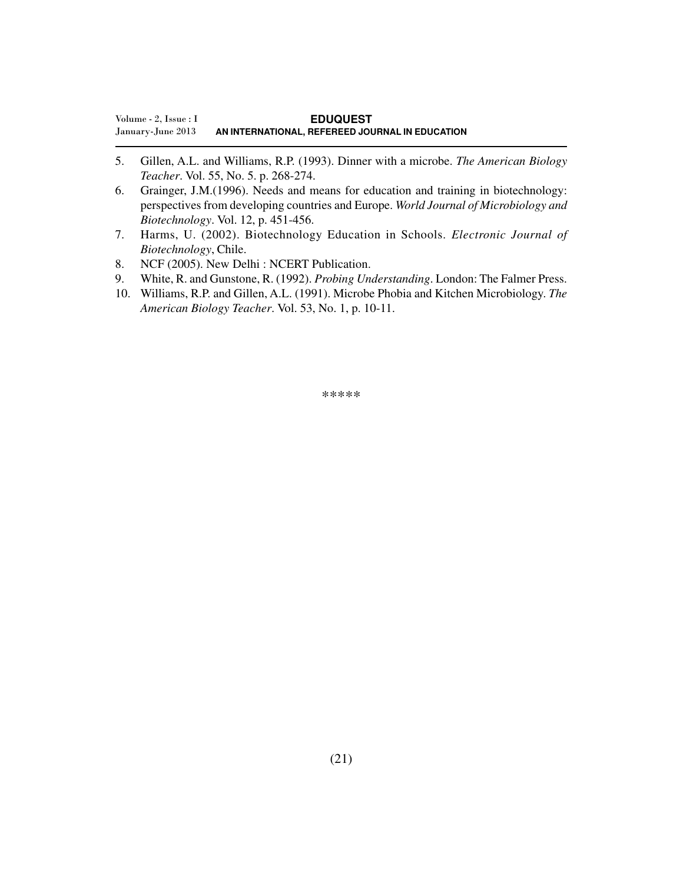5. Gillen, A.L. and Williams, R.P. (1993). Dinner with a microbe. *The American Biology Teacher*. Vol. 55, No. 5. p. 268-274.
6. Grainger, J.M.(1996). Needs and means for education and training in biotechnology: perspectives from developing countries and Europe. *World Journal of Microbiology and Biotechnology*. Vol. 12, p. 451-456.
7. Harms, U. (2002). Biotechnology Education in Schools. *Electronic Journal of Biotechnology*, Chile.
8. NCF (2005). New Delhi : NCERT Publication.
9. White, R. and Gunstone, R. (1992). *Probing Understanding*. London: The Falmer Press.
10. Williams, R.P. and Gillen, A.L. (1991). Microbe Phobia and Kitchen Microbiology. *The American Biology Teacher*. Vol. 53, No. 1, p. 10-11.

*****